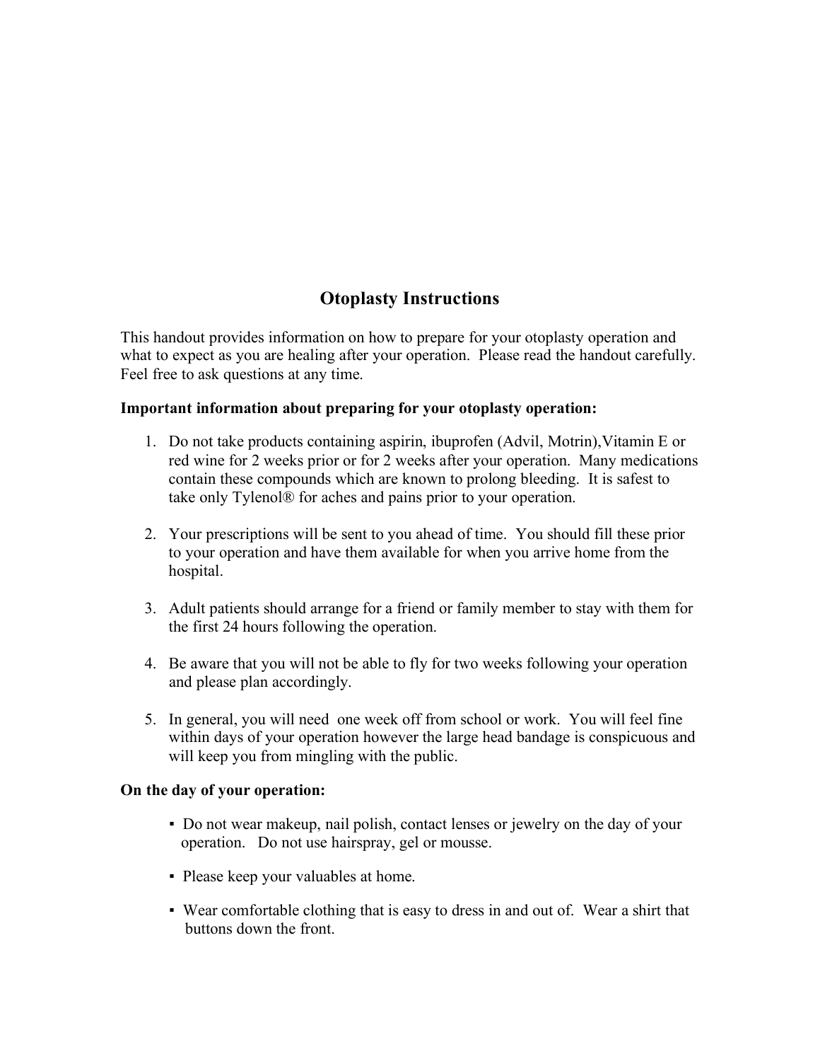# Otoplasty Instructions

This handout provides information on how to prepare for your otoplasty operation and what to expect as you are healing after your operation. Please read the handout carefully. Feel free to ask questions at any time.

**Important information about preparing for your otoplasty operation:**

1. Do not take products containing aspirin, ibuprofen (Advil, Motrin),Vitamin E or red wine for 2 weeks prior or for 2 weeks after your operation. Many medications contain these compounds which are known to prolong bleeding. It is safest to take only Tylenol® for aches and pains prior to your operation.

2. Your prescriptions will be sent to you ahead of time. You should fill these prior to your operation and have them available for when you arrive home from the hospital.

3. Adult patients should arrange for a friend or family member to stay with them for the first 24 hours following the operation.

4. Be aware that you will not be able to fly for two weeks following your operation and please plan accordingly.

5. In general, you will need one week off from school or work. You will feel fine within days of your operation however the large head bandage is conspicuous and will keep you from mingling with the public.

**On the day of your operation:**

- Do not wear makeup, nail polish, contact lenses or jewelry on the day of your operation. Do not use hairspray, gel or mousse.

- Please keep your valuables at home.

- Wear comfortable clothing that is easy to dress in and out of. Wear a shirt that buttons down the front.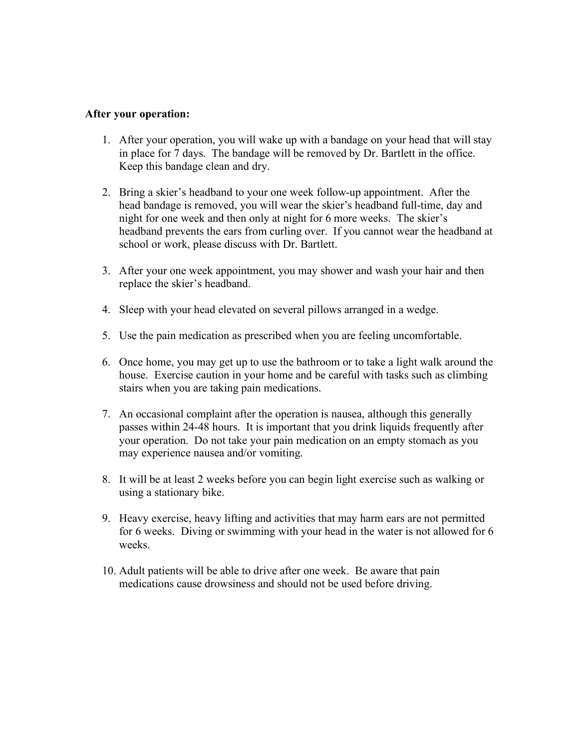**After your operation:**

1. After your operation, you will wake up with a bandage on your head that will stay in place for 7 days. The bandage will be removed by Dr. Bartlett in the office. Keep this bandage clean and dry.

2. Bring a skier's headband to your one week follow-up appointment. After the head bandage is removed, you will wear the skier's headband full-time, day and night for one week and then only at night for 6 more weeks. The skier's headband prevents the ears from curling over. If you cannot wear the headband at school or work, please discuss with Dr. Bartlett.

3. After your one week appointment, you may shower and wash your hair and then replace the skier's headband.

4. Sleep with your head elevated on several pillows arranged in a wedge.

5. Use the pain medication as prescribed when you are feeling uncomfortable.

6. Once home, you may get up to use the bathroom or to take a light walk around the house. Exercise caution in your home and be careful with tasks such as climbing stairs when you are taking pain medications.

7. An occasional complaint after the operation is nausea, although this generally passes within 24-48 hours. It is important that you drink liquids frequently after your operation. Do not take your pain medication on an empty stomach as you may experience nausea and/or vomiting.

8. It will be at least 2 weeks before you can begin light exercise such as walking or using a stationary bike.

9. Heavy exercise, heavy lifting and activities that may harm ears are not permitted for 6 weeks. Diving or swimming with your head in the water is not allowed for 6 weeks.

10. Adult patients will be able to drive after one week. Be aware that pain medications cause drowsiness and should not be used before driving.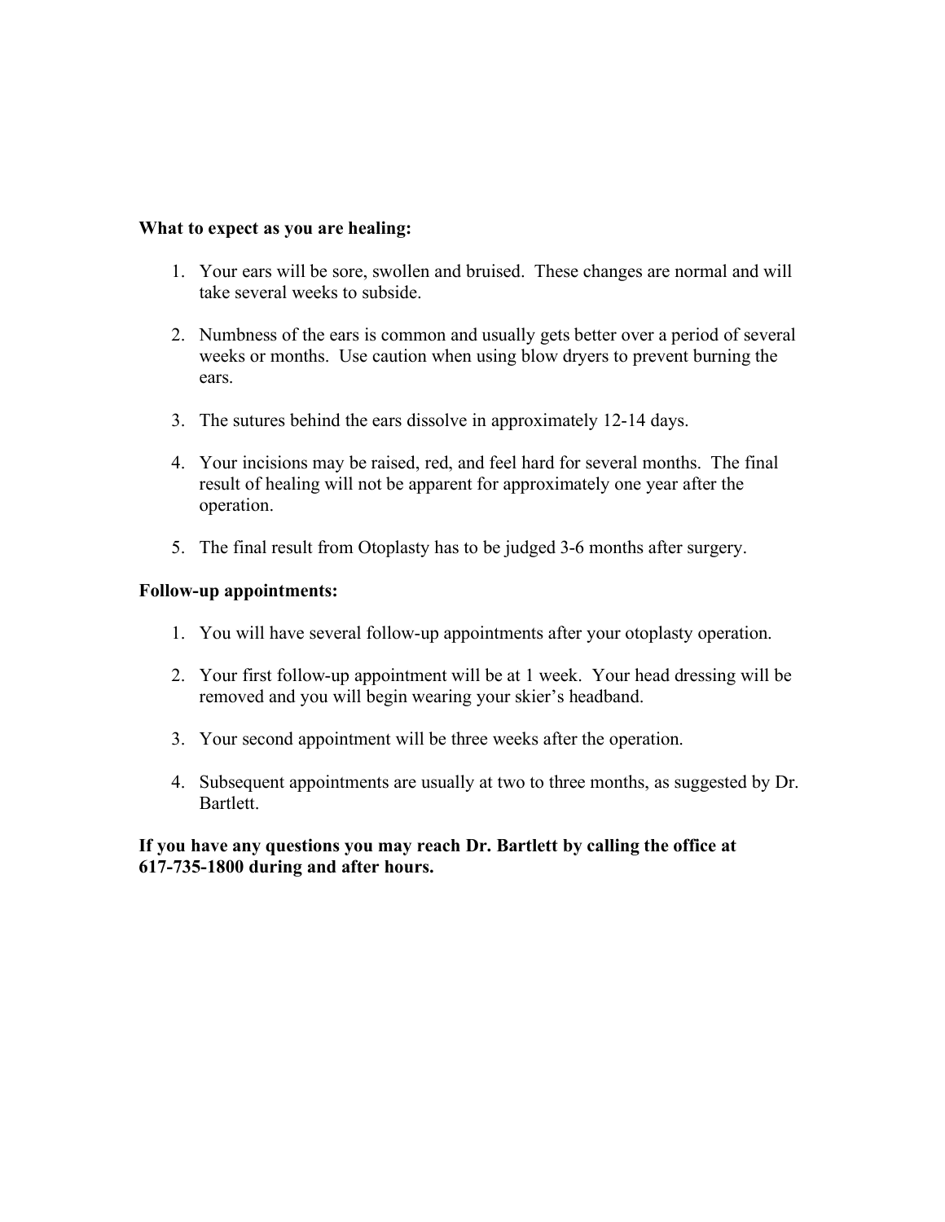**What to expect as you are healing:**

1. Your ears will be sore, swollen and bruised. These changes are normal and will take several weeks to subside.

2. Numbness of the ears is common and usually gets better over a period of several weeks or months. Use caution when using blow dryers to prevent burning the ears.

3. The sutures behind the ears dissolve in approximately 12-14 days.

4. Your incisions may be raised, red, and feel hard for several months. The final result of healing will not be apparent for approximately one year after the operation.

5. The final result from Otoplasty has to be judged 3-6 months after surgery.

**Follow-up appointments:**

1. You will have several follow-up appointments after your otoplasty operation.

2. Your first follow-up appointment will be at 1 week. Your head dressing will be removed and you will begin wearing your skier's headband.

3. Your second appointment will be three weeks after the operation.

4. Subsequent appointments are usually at two to three months, as suggested by Dr. Bartlett.

**If you have any questions you may reach Dr. Bartlett by calling the office at 617-735-1800 during and after hours.**